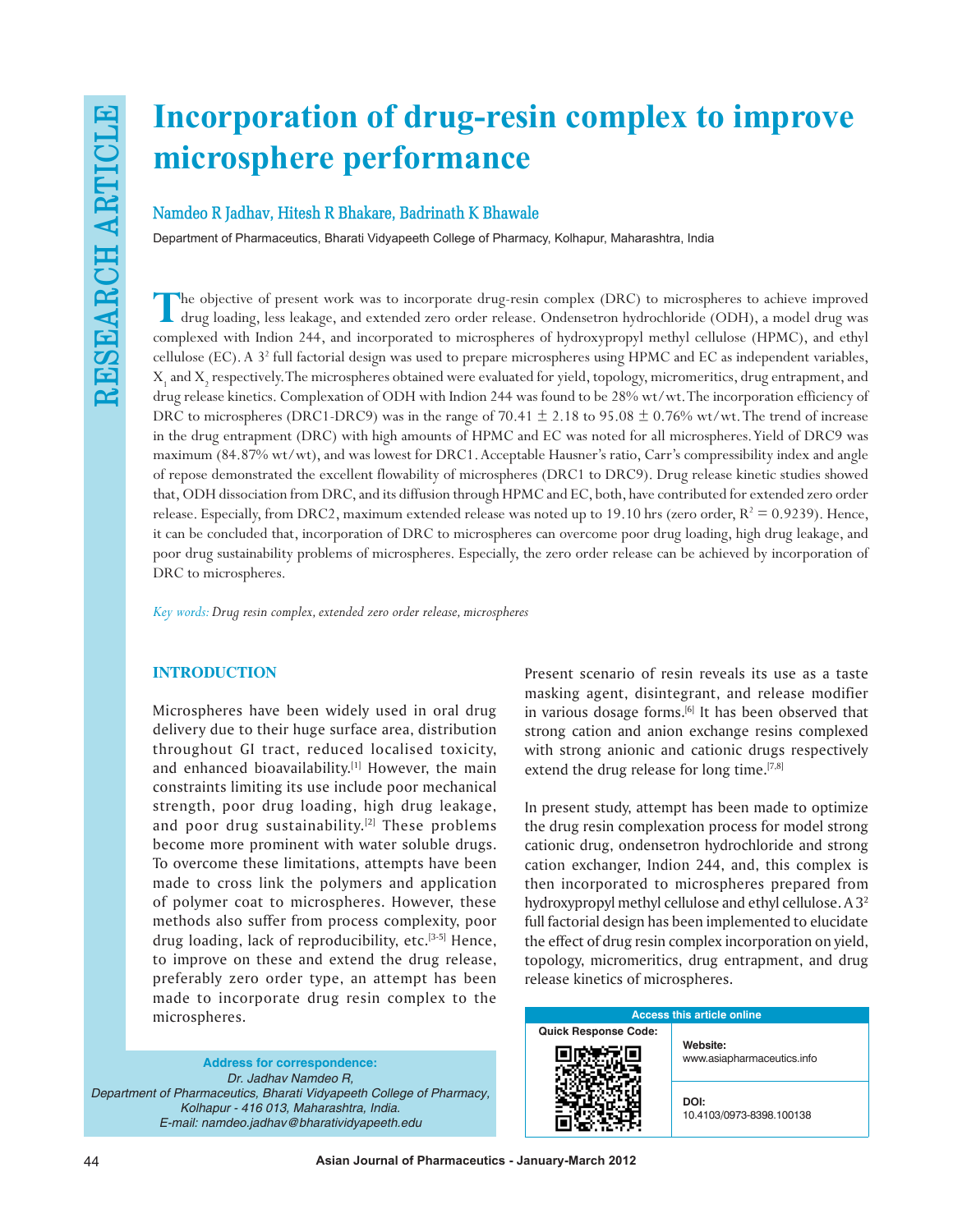# Incorporation of drug-resin complex to improve microsphere performance

**Namdeo R Jadhav, Hitesh R Bhakare, Badrinath K Bhawale**

Department of Pharmaceutics, Bharati Vidyapeeth College of Pharmacy, Kolhapur, Maharashtra, India

The objective of present work was to incorporate drug-resin complex (DRC) to microspheres to achieve improved drug loading, less leakage, and extended zero order release. Ondensetron hydrochloride (ODH), a model drug was complexed with Indion 244, and incorporated to microspheres of hydroxypropyl methyl cellulose (HPMC), and ethyl cellulose (EC). A $3^2$ full factorial design was used to prepare microspheres using HPMC and EC as independent variables, $X_1$ and $X_2$ respectively. The microspheres obtained were evaluated for yield, topology, micromeritics, drug entrapment, and drug release kinetics. Complexation of ODH with Indion 244 was found to be 28% wt/wt. The incorporation efficiency of DRC to microspheres (DRC1-DRC9) was in the range of 70.41 ± 2.18 to 95.08 ± 0.76% wt/wt. The trend of increase in the drug entrapment (DRC) with high amounts of HPMC and EC was noted for all microspheres. Yield of DRC9 was maximum (84.87% wt/wt), and was lowest for DRC1. Acceptable Hausner's ratio, Carr's compressibility index and angle of repose demonstrated the excellent flowability of microspheres (DRC1 to DRC9). Drug release kinetic studies showed that, ODH dissociation from DRC, and its diffusion through HPMC and EC, both, have contributed for extended zero order release. Especially, from DRC2, maximum extended release was noted up to 19.10 hrs (zero order, $R^2 = 0.9239$). Hence, it can be concluded that, incorporation of DRC to microspheres can overcome poor drug loading, high drug leakage, and poor drug sustainability problems of microspheres. Especially, the zero order release can be achieved by incorporation of DRC to microspheres.

*Key words:* *Drug resin complex, extended zero order release, microspheres*

## INTRODUCTION

Microspheres have been widely used in oral drug delivery due to their huge surface area, distribution throughout GI tract, reduced localised toxicity, and enhanced bioavailability.[1] However, the main constraints limiting its use include poor mechanical strength, poor drug loading, high drug leakage, and poor drug sustainability.[2] These problems become more prominent with water soluble drugs. To overcome these limitations, attempts have been made to cross link the polymers and application of polymer coat to microspheres. However, these methods also suffer from process complexity, poor drug loading, lack of reproducibility, etc.[3-5] Hence, to improve on these and extend the drug release, preferably zero order type, an attempt has been made to incorporate drug resin complex to the microspheres.

Present scenario of resin reveals its use as a taste masking agent, disintegrant, and release modifier in various dosage forms.[6] It has been observed that strong cation and anion exchange resins complexed with strong anionic and cationic drugs respectively extend the drug release for long time.[7,8]

In present study, attempt has been made to optimize the drug resin complexation process for model strong cationic drug, ondensetron hydrochloride and strong cation exchanger, Indion 244, and, this complex is then incorporated to microspheres prepared from hydroxypropyl methyl cellulose and ethyl cellulose. A $3^2$ full factorial design has been implemented to elucidate the effect of drug resin complex incorporation on yield, topology, micromeritics, drug entrapment, and drug release kinetics of microspheres.

**Address for correspondence:**
*Dr. Jadhav Namdeo R,*
*Department of Pharmaceutics, Bharati Vidyapeeth College of Pharmacy, Kolhapur - 416 013, Maharashtra, India.*
*E-mail: namdeo.jadhav@bharatividyapeeth.edu*

| Access this article online | |
|---|---|
| Quick Response Code: | **Website:** www.asiapharmaceutics.info |
| | **DOI:** 10.4103/0973-8398.100138 |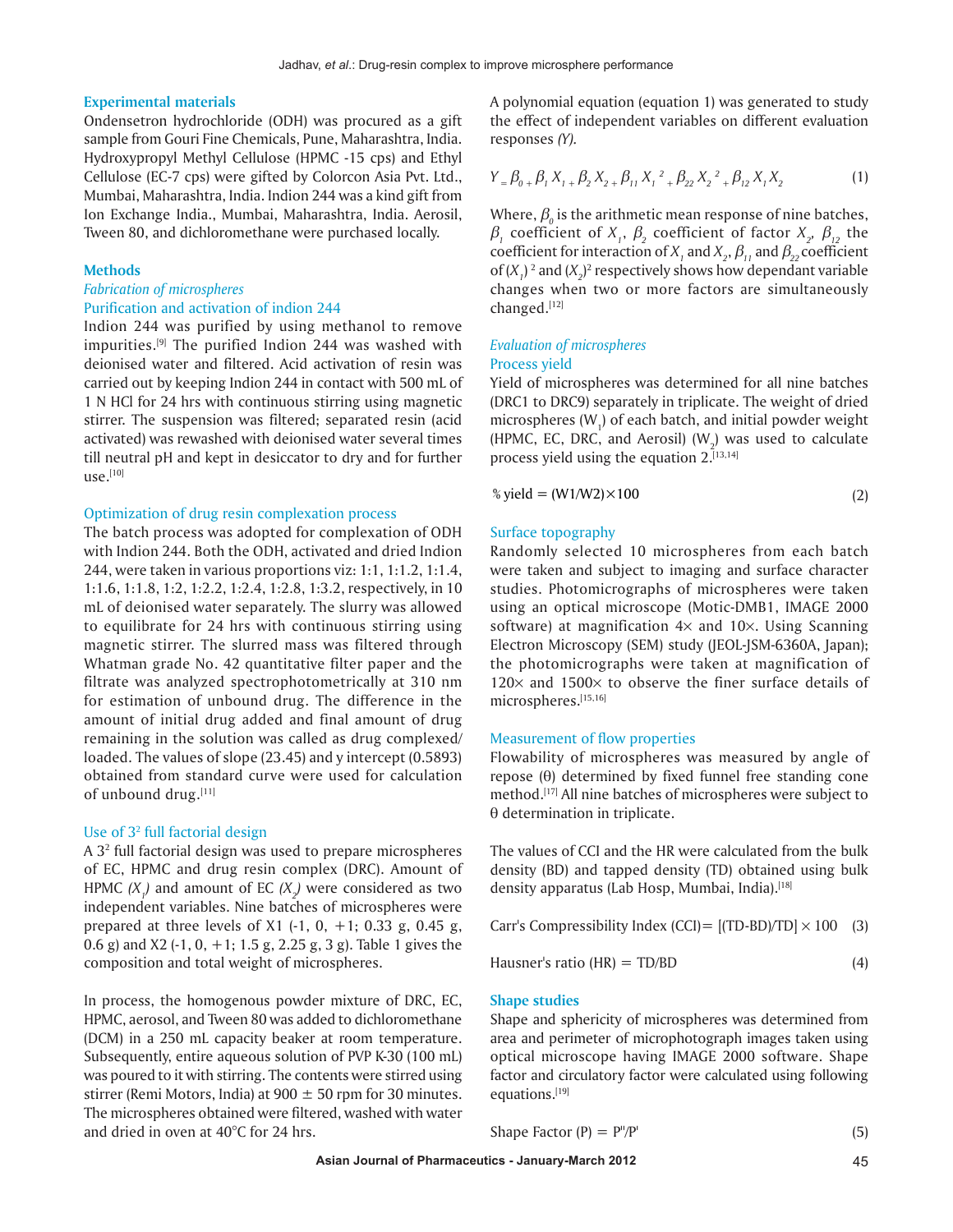## Experimental materials

Ondensetron hydrochloride (ODH) was procured as a gift sample from Gouri Fine Chemicals, Pune, Maharashtra, India. Hydroxypropyl Methyl Cellulose (HPMC -15 cps) and Ethyl Cellulose (EC-7 cps) were gifted by Colorcon Asia Pvt. Ltd., Mumbai, Maharashtra, India. Indion 244 was a kind gift from Ion Exchange India., Mumbai, Maharashtra, India. Aerosil, Tween 80, and dichloromethane were purchased locally.

## Methods

### *Fabrication of microspheres*

#### Purification and activation of indion 244

Indion 244 was purified by using methanol to remove impurities.[9] The purified Indion 244 was washed with deionised water and filtered. Acid activation of resin was carried out by keeping Indion 244 in contact with 500 mL of 1 N HCl for 24 hrs with continuous stirring using magnetic stirrer. The suspension was filtered; separated resin (acid activated) was rewashed with deionised water several times till neutral pH and kept in desiccator to dry and for further use.[10]

#### Optimization of drug resin complexation process

The batch process was adopted for complexation of ODH with Indion 244. Both the ODH, activated and dried Indion 244, were taken in various proportions viz: 1:1, 1:1.2, 1:1.4, 1:1.6, 1:1.8, 1:2, 1:2.2, 1:2.4, 1:2.8, 1:3.2, respectively, in 10 mL of deionised water separately. The slurry was allowed to equilibrate for 24 hrs with continuous stirring using magnetic stirrer. The slurred mass was filtered through Whatman grade No. 42 quantitative filter paper and the filtrate was analyzed spectrophotometrically at 310 nm for estimation of unbound drug. The difference in the amount of initial drug added and final amount of drug remaining in the solution was called as drug complexed/loaded. The values of slope (23.45) and y intercept (0.5893) obtained from standard curve were used for calculation of unbound drug.[11]

#### Use of $3^2$ full factorial design

A $3^2$ full factorial design was used to prepare microspheres of EC, HPMC and drug resin complex (DRC). Amount of HPMC ($X_1$) and amount of EC ($X_2$) were considered as two independent variables. Nine batches of microspheres were prepared at three levels of X1 (-1, 0, +1; 0.33 g, 0.45 g, 0.6 g) and X2 (-1, 0, +1; 1.5 g, 2.25 g, 3 g). Table 1 gives the composition and total weight of microspheres.

In process, the homogenous powder mixture of DRC, EC, HPMC, aerosol, and Tween 80 was added to dichloromethane (DCM) in a 250 mL capacity beaker at room temperature. Subsequently, entire aqueous solution of PVP K-30 (100 mL) was poured to it with stirring. The contents were stirred using stirrer (Remi Motors, India) at 900 ± 50 rpm for 30 minutes. The microspheres obtained were filtered, washed with water and dried in oven at 40°C for 24 hrs.

A polynomial equation (equation 1) was generated to study the effect of independent variables on different evaluation responses *(Y)*.

$$Y = \beta_0 + \beta_1 X_1 + \beta_2 X_2 + \beta_{11} X_1^{\ 2} + \beta_{22} X_2^{\ 2} + \beta_{12} X_1 X_2 \qquad (1)$$

Where, $\beta_0$ is the arithmetic mean response of nine batches, $\beta_1$ coefficient of $X_1$, $\beta_2$ coefficient of factor $X_2$, $\beta_{12}$ the coefficient for interaction of $X_1$ and $X_2$, $\beta_{11}$ and $\beta_{22}$ coefficient of $(X_1)^2$ and $(X_2)^2$ respectively shows how dependant variable changes when two or more factors are simultaneously changed.[12]

### *Evaluation of microspheres*

#### Process yield

Yield of microspheres was determined for all nine batches (DRC1 to DRC9) separately in triplicate. The weight of dried microspheres ($W_1$) of each batch, and initial powder weight (HPMC, EC, DRC, and Aerosil) ($W_2$) was used to calculate process yield using the equation 2.[13,14]

$$\% \text{ yield} = (W1/W2) \times 100 \qquad (2)$$

#### Surface topography

Randomly selected 10 microspheres from each batch were taken and subject to imaging and surface character studies. Photomicrographs of microspheres were taken using an optical microscope (Motic-DMB1, IMAGE 2000 software) at magnification 4× and 10×. Using Scanning Electron Microscopy (SEM) study (JEOL-JSM-6360A, Japan); the photomicrographs were taken at magnification of 120× and 1500× to observe the finer surface details of microspheres.[15,16]

#### Measurement of flow properties

Flowability of microspheres was measured by angle of repose (θ) determined by fixed funnel free standing cone method.[17] All nine batches of microspheres were subject to θ determination in triplicate.

The values of CCI and the HR were calculated from the bulk density (BD) and tapped density (TD) obtained using bulk density apparatus (Lab Hosp, Mumbai, India).[18]

$$\text{Carr's Compressibility Index (CCI)} = [(TD-BD)/TD] \times 100 \qquad (3)$$

$$\text{Hausner's ratio (HR)} = TD/BD \qquad (4)$$

## Shape studies

Shape and sphericity of microspheres was determined from area and perimeter of microphotograph images taken using optical microscope having IMAGE 2000 software. Shape factor and circulatory factor were calculated using following equations.[19]

$$\text{Shape Factor (P)} = P''/P' \qquad (5)$$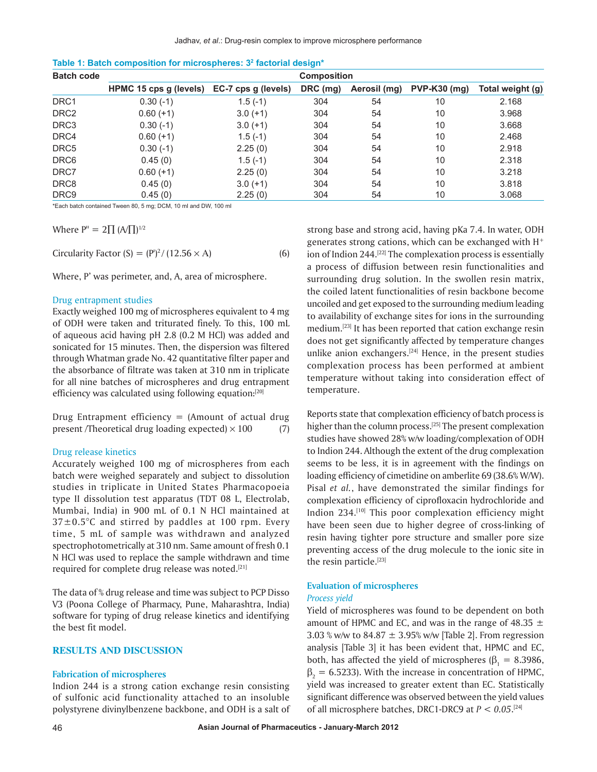**Table 1: Batch composition for microspheres: $3^2$ factorial design***

| Batch code | Composition | | | | | |
|---|---|---|---|---|---|---|
| | HPMC 15 cps g (levels) | EC-7 cps g (levels) | DRC (mg) | Aerosil (mg) | PVP-K30 (mg) | Total weight (g) |
| DRC1 | 0.30 (-1) | 1.5 (-1) | 304 | 54 | 10 | 2.168 |
| DRC2 | 0.60 (+1) | 3.0 (+1) | 304 | 54 | 10 | 3.968 |
| DRC3 | 0.30 (-1) | 3.0 (+1) | 304 | 54 | 10 | 3.668 |
| DRC4 | 0.60 (+1) | 1.5 (-1) | 304 | 54 | 10 | 2.468 |
| DRC5 | 0.30 (-1) | 2.25 (0) | 304 | 54 | 10 | 2.918 |
| DRC6 | 0.45 (0) | 1.5 (-1) | 304 | 54 | 10 | 2.318 |
| DRC7 | 0.60 (+1) | 2.25 (0) | 304 | 54 | 10 | 3.218 |
| DRC8 | 0.45 (0) | 3.0 (+1) | 304 | 54 | 10 | 3.818 |
| DRC9 | 0.45 (0) | 2.25 (0) | 304 | 54 | 10 | 3.068 |

*Each batch contained Tween 80, 5 mg; DCM, 10 ml and DW, 100 ml

Where $P'' = 2\prod (A/\prod)^{1/2}$

$$\text{Circularity Factor (S)} = (P')^2 / (12.56 \times A) \quad (6)$$

Where, P' was perimeter, and, A, area of microsphere.

### Drug entrapment studies

Exactly weighed 100 mg of microspheres equivalent to 4 mg of ODH were taken and triturated finely. To this, 100 mL of aqueous acid having pH 2.8 (0.2 M HCl) was added and sonicated for 15 minutes. Then, the dispersion was filtered through Whatman grade No. 42 quantitative filter paper and the absorbance of filtrate was taken at 310 nm in triplicate for all nine batches of microspheres and drug entrapment efficiency was calculated using following equation:[20]

$$\text{Drug Entrapment efficiency} = (\text{Amount of actual drug present} / \text{Theoretical drug loading expected}) \times 100 \quad (7)$$

### Drug release kinetics

Accurately weighed 100 mg of microspheres from each batch were weighed separately and subject to dissolution studies in triplicate in United States Pharmacopoeia type II dissolution test apparatus (TDT 08 L, Electrolab, Mumbai, India) in 900 mL of 0.1 N HCl maintained at 37±0.5°C and stirred by paddles at 100 rpm. Every time, 5 mL of sample was withdrawn and analyzed spectrophotometrically at 310 nm. Same amount of fresh 0.1 N HCl was used to replace the sample withdrawn and time required for complete drug release was noted.[21]

The data of % drug release and time was subject to PCP Disso V3 (Poona College of Pharmacy, Pune, Maharashtra, India) software for typing of drug release kinetics and identifying the best fit model.

## RESULTS AND DISCUSSION

### Fabrication of microspheres

Indion 244 is a strong cation exchange resin consisting of sulfonic acid functionality attached to an insoluble polystyrene divinylbenzene backbone, and ODH is a salt of strong base and strong acid, having pKa 7.4. In water, ODH generates strong cations, which can be exchanged with $H^+$ ion of Indion 244.[22] The complexation process is essentially a process of diffusion between resin functionalities and surrounding drug solution. In the swollen resin matrix, the coiled latent functionalities of resin backbone become uncoiled and get exposed to the surrounding medium leading to availability of exchange sites for ions in the surrounding medium.[23] It has been reported that cation exchange resin does not get significantly affected by temperature changes unlike anion exchangers.[24] Hence, in the present studies complexation process has been performed at ambient temperature without taking into consideration effect of temperature.

Reports state that complexation efficiency of batch process is higher than the column process.[25] The present complexation studies have showed 28% w/w loading/complexation of ODH to Indion 244. Although the extent of the drug complexation seems to be less, it is in agreement with the findings on loading efficiency of cimetidine on amberlite 69 (38.6% W/W). Pisal *et al.*, have demonstrated the similar findings for complexation efficiency of ciprofloxacin hydrochloride and Indion 234.[10] This poor complexation efficiency might have been seen due to higher degree of cross-linking of resin having tighter pore structure and smaller pore size preventing access of the drug molecule to the ionic site in the resin particle.[23]

### Evaluation of microspheres

#### *Process yield*

Yield of microspheres was found to be dependent on both amount of HPMC and EC, and was in the range of 48.35 ± 3.03 % w/w to 84.87 ± 3.95% w/w [Table 2]. From regression analysis [Table 3] it has been evident that, HPMC and EC, both, has affected the yield of microspheres ($\beta_1 = 8.3986$, $\beta_2 = 6.5233$). With the increase in concentration of HPMC, yield was increased to greater extent than EC. Statistically significant difference was observed between the yield values of all microsphere batches, DRC1-DRC9 at $P < 0.05$.[24]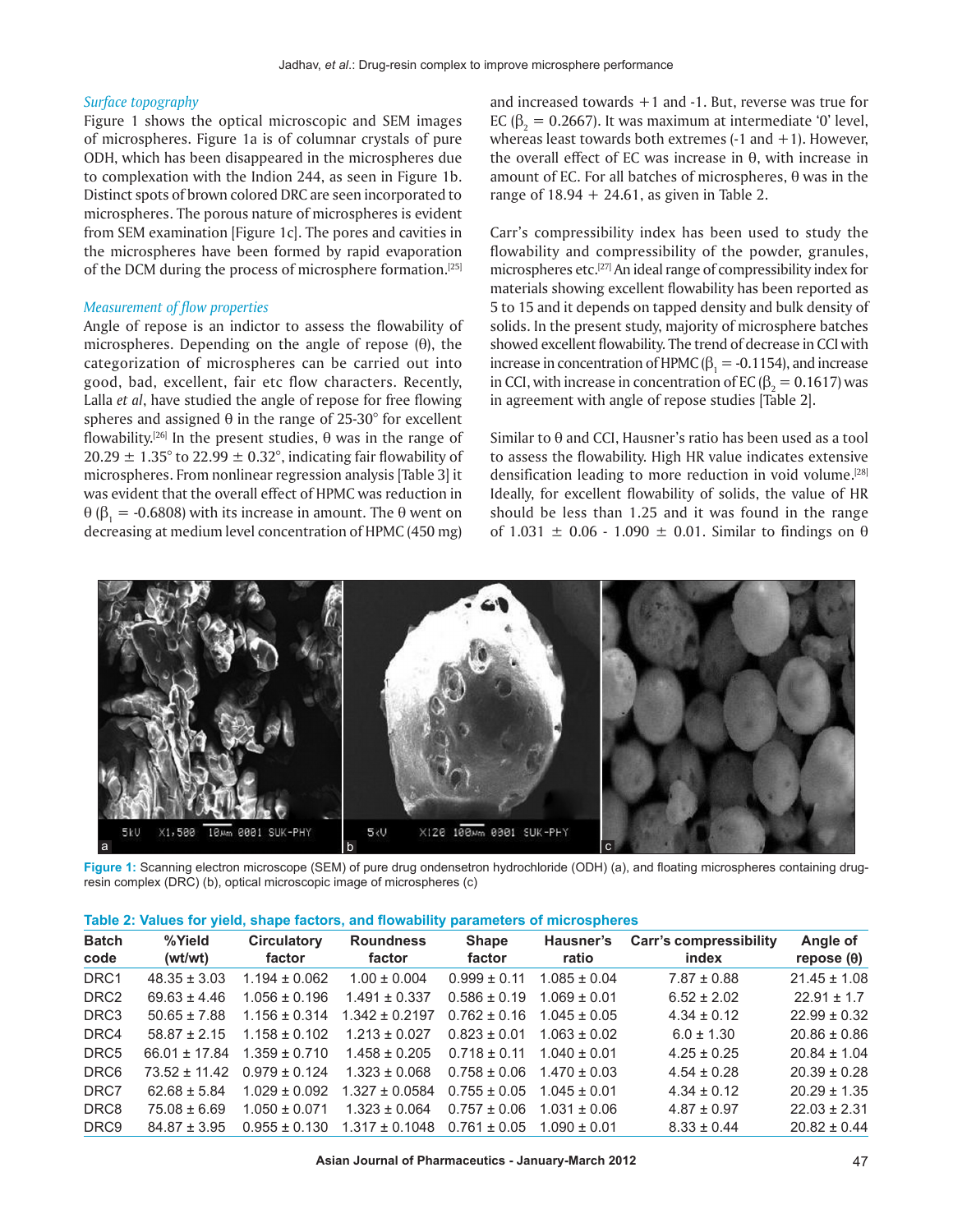*Surface topography*

Figure 1 shows the optical microscopic and SEM images of microspheres. Figure 1a is of columnar crystals of pure ODH, which has been disappeared in the microspheres due to complexation with the Indion 244, as seen in Figure 1b. Distinct spots of brown colored DRC are seen incorporated to microspheres. The porous nature of microspheres is evident from SEM examination [Figure 1c]. The pores and cavities in the microspheres have been formed by rapid evaporation of the DCM during the process of microsphere formation.[25]

*Measurement of flow properties*

Angle of repose is an indictor to assess the flowability of microspheres. Depending on the angle of repose (θ), the categorization of microspheres can be carried out into good, bad, excellent, fair etc flow characters. Recently, Lalla *et al*, have studied the angle of repose for free flowing spheres and assigned θ in the range of 25-30° for excellent flowability.[26] In the present studies, θ was in the range of 20.29 ± 1.35° to 22.99 ± 0.32°, indicating fair flowability of microspheres. From nonlinear regression analysis [Table 3] it was evident that the overall effect of HPMC was reduction in θ ($\beta_1$ = -0.6808) with its increase in amount. The θ went on decreasing at medium level concentration of HPMC (450 mg) and increased towards +1 and -1. But, reverse was true for EC ($\beta_2$ = 0.2667). It was maximum at intermediate '0' level, whereas least towards both extremes (-1 and +1). However, the overall effect of EC was increase in θ, with increase in amount of EC. For all batches of microspheres, θ was in the range of 18.94 + 24.61, as given in Table 2.

Carr's compressibility index has been used to study the flowability and compressibility of the powder, granules, microspheres etc.[27] An ideal range of compressibility index for materials showing excellent flowability has been reported as 5 to 15 and it depends on tapped density and bulk density of solids. In the present study, majority of microsphere batches showed excellent flowability. The trend of decrease in CCI with increase in concentration of HPMC ($\beta_1$ = -0.1154), and increase in CCI, with increase in concentration of EC ($\beta_2$ = 0.1617) was in agreement with angle of repose studies [Table 2].

Similar to θ and CCI, Hausner's ratio has been used as a tool to assess the flowability. High HR value indicates extensive densification leading to more reduction in void volume.[28] Ideally, for excellent flowability of solids, the value of HR should be less than 1.25 and it was found in the range of 1.031 ± 0.06 - 1.090 ± 0.01. Similar to findings on θ

Figure 1: Scanning electron microscope (SEM) of pure drug ondensetron hydrochloride (ODH) (a), and floating microspheres containing drug-resin complex (DRC) (b), optical microscopic image of microspheres (c)

**Table 2: Values for yield, shape factors, and flowability parameters of microspheres**

| Batch code | %Yield (wt/wt) | Circulatory factor | Roundness factor | Shape factor | Hausner's ratio | Carr's compressibility index | Angle of repose (θ) |
|---|---|---|---|---|---|---|---|
| DRC1 | 48.35 ± 3.03 | 1.194 ± 0.062 | 1.00 ± 0.004 | 0.999 ± 0.11 | 1.085 ± 0.04 | 7.87 ± 0.88 | 21.45 ± 1.08 |
| DRC2 | 69.63 ± 4.46 | 1.056 ± 0.196 | 1.491 ± 0.337 | 0.586 ± 0.19 | 1.069 ± 0.01 | 6.52 ± 2.02 | 22.91 ± 1.7 |
| DRC3 | 50.65 ± 7.88 | 1.156 ± 0.314 | 1.342 ± 0.2197 | 0.762 ± 0.16 | 1.045 ± 0.05 | 4.34 ± 0.12 | 22.99 ± 0.32 |
| DRC4 | 58.87 ± 2.15 | 1.158 ± 0.102 | 1.213 ± 0.027 | 0.823 ± 0.01 | 1.063 ± 0.02 | 6.0 ± 1.30 | 20.86 ± 0.86 |
| DRC5 | 66.01 ± 17.84 | 1.359 ± 0.710 | 1.458 ± 0.205 | 0.718 ± 0.11 | 1.040 ± 0.01 | 4.25 ± 0.25 | 20.84 ± 1.04 |
| DRC6 | 73.52 ± 11.42 | 0.979 ± 0.124 | 1.323 ± 0.068 | 0.758 ± 0.06 | 1.470 ± 0.03 | 4.54 ± 0.28 | 20.39 ± 0.28 |
| DRC7 | 62.68 ± 5.84 | 1.029 ± 0.092 | 1.327 ± 0.0584 | 0.755 ± 0.05 | 1.045 ± 0.01 | 4.34 ± 0.12 | 20.29 ± 1.35 |
| DRC8 | 75.08 ± 6.69 | 1.050 ± 0.071 | 1.323 ± 0.064 | 0.757 ± 0.06 | 1.031 ± 0.06 | 4.87 ± 0.97 | 22.03 ± 2.31 |
| DRC9 | 84.87 ± 3.95 | 0.955 ± 0.130 | 1.317 ± 0.1048 | 0.761 ± 0.05 | 1.090 ± 0.01 | 8.33 ± 0.44 | 20.82 ± 0.44 |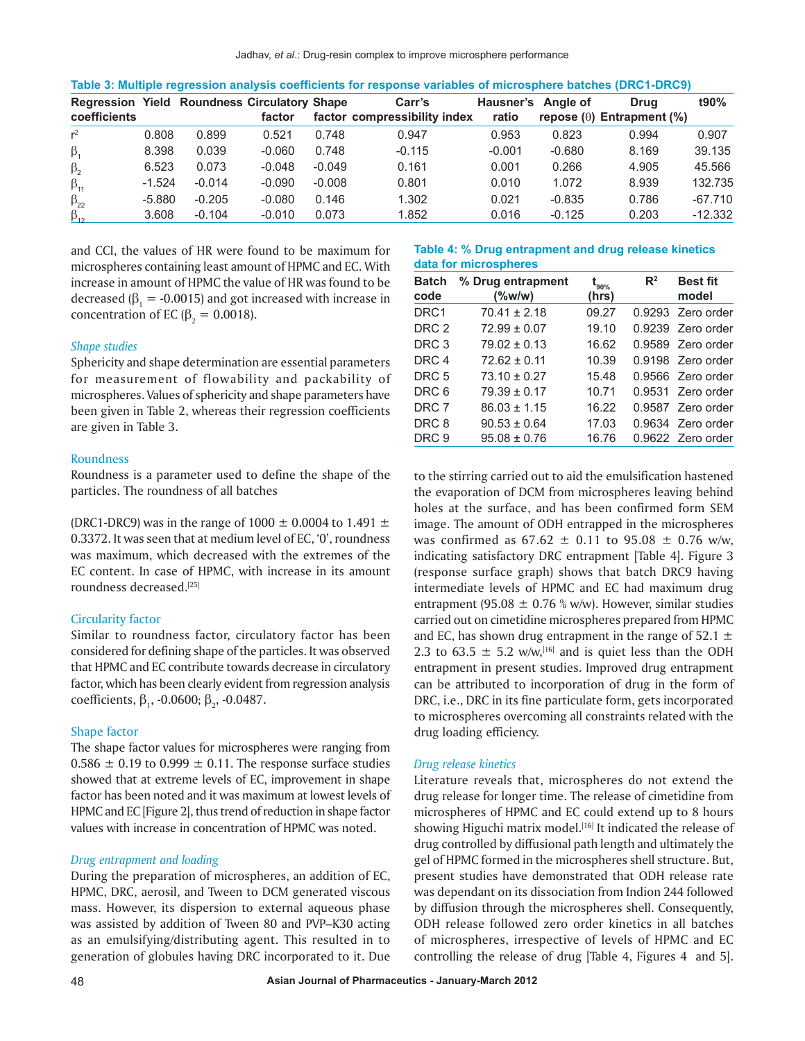**Table 3: Multiple regression analysis coefficients for response variables of microsphere batches (DRC1-DRC9)**

| Regression coefficients | Yield | Roundness | Circulatory factor | Shape factor | Carr's compressibility index | Hausner's ratio | Angle of repose (θ) | Drug Entrapment (%) | t90% |
|---|---|---|---|---|---|---|---|---|---|
| $r^2$ | 0.808 | 0.899 | 0.521 | 0.748 | 0.947 | 0.953 | 0.823 | 0.994 | 0.907 |
| $\beta_1$ | 8.398 | 0.039 | -0.060 | 0.748 | -0.115 | -0.001 | -0.680 | 8.169 | 39.135 |
| $\beta_2$ | 6.523 | 0.073 | -0.048 | -0.049 | 0.161 | 0.001 | 0.266 | 4.905 | 45.566 |
| $\beta_{11}$ | -1.524 | -0.014 | -0.090 | -0.008 | 0.801 | 0.010 | 1.072 | 8.939 | 132.735 |
| $\beta_{22}$ | -5.880 | -0.205 | -0.080 | 0.146 | 1.302 | 0.021 | -0.835 | 0.786 | -67.710 |
| $\beta_{12}$ | 3.608 | -0.104 | -0.010 | 0.073 | 1.852 | 0.016 | -0.125 | 0.203 | -12.332 |

and CCI, the values of HR were found to be maximum for microspheres containing least amount of HPMC and EC. With increase in amount of HPMC the value of HR was found to be decreased ($\beta_1 = -0.0015$) and got increased with increase in concentration of EC ($\beta_2 = 0.0018$).

### *Shape studies*

Sphericity and shape determination are essential parameters for measurement of flowability and packability of microspheres. Values of sphericity and shape parameters have been given in Table 2, whereas their regression coefficients are given in Table 3.

#### Roundness

Roundness is a parameter used to define the shape of the particles. The roundness of all batches

(DRC1-DRC9) was in the range of 1000 ± 0.0004 to 1.491 ± 0.3372. It was seen that at medium level of EC, '0', roundness was maximum, which decreased with the extremes of the EC content. In case of HPMC, with increase in its amount roundness decreased.[25]

#### Circularity factor

Similar to roundness factor, circulatory factor has been considered for defining shape of the particles. It was observed that HPMC and EC contribute towards decrease in circulatory factor, which has been clearly evident from regression analysis coefficients, $\beta_1$, -0.0600; $\beta_2$, -0.0487.

#### Shape factor

The shape factor values for microspheres were ranging from 0.586 ± 0.19 to 0.999 ± 0.11. The response surface studies showed that at extreme levels of EC, improvement in shape factor has been noted and it was maximum at lowest levels of HPMC and EC [Figure 2], thus trend of reduction in shape factor values with increase in concentration of HPMC was noted.

### *Drug entrapment and loading*

During the preparation of microspheres, an addition of EC, HPMC, DRC, aerosil, and Tween to DCM generated viscous mass. However, its dispersion to external aqueous phase was assisted by addition of Tween 80 and PVP–K30 acting as an emulsifying/distributing agent. This resulted in to generation of globules having DRC incorporated to it. Due

**Table 4: % Drug entrapment and drug release kinetics data for microspheres**

| Batch code | % Drug entrapment (%w/w) | $t_{90\%}$ (hrs) | $R^2$ | Best fit model |
|---|---|---|---|---|
| DRC1 | 70.41 ± 2.18 | 09.27 | 0.9293 | Zero order |
| DRC 2 | 72.99 ± 0.07 | 19.10 | 0.9239 | Zero order |
| DRC 3 | 79.02 ± 0.13 | 16.62 | 0.9589 | Zero order |
| DRC 4 | 72.62 ± 0.11 | 10.39 | 0.9198 | Zero order |
| DRC 5 | 73.10 ± 0.27 | 15.48 | 0.9566 | Zero order |
| DRC 6 | 79.39 ± 0.17 | 10.71 | 0.9531 | Zero order |
| DRC 7 | 86.03 ± 1.15 | 16.22 | 0.9587 | Zero order |
| DRC 8 | 90.53 ± 0.64 | 17.03 | 0.9634 | Zero order |
| DRC 9 | 95.08 ± 0.76 | 16.76 | 0.9622 | Zero order |

to the stirring carried out to aid the emulsification hastened the evaporation of DCM from microspheres leaving behind holes at the surface, and has been confirmed form SEM image. The amount of ODH entrapped in the microspheres was confirmed as 67.62 ± 0.11 to 95.08 ± 0.76 w/w, indicating satisfactory DRC entrapment [Table 4]. Figure 3 (response surface graph) shows that batch DRC9 having intermediate levels of HPMC and EC had maximum drug entrapment (95.08 ± 0.76 % w/w). However, similar studies carried out on cimetidine microspheres prepared from HPMC and EC, has shown drug entrapment in the range of 52.1 ± 2.3 to 63.5 ± 5.2 w/w,[16] and is quiet less than the ODH entrapment in present studies. Improved drug entrapment can be attributed to incorporation of drug in the form of DRC, i.e., DRC in its fine particulate form, gets incorporated to microspheres overcoming all constraints related with the drug loading efficiency.

### *Drug release kinetics*

Literature reveals that, microspheres do not extend the drug release for longer time. The release of cimetidine from microspheres of HPMC and EC could extend up to 8 hours showing Higuchi matrix model.[16] It indicated the release of drug controlled by diffusional path length and ultimately the gel of HPMC formed in the microspheres shell structure. But, present studies have demonstrated that ODH release rate was dependant on its dissociation from Indion 244 followed by diffusion through the microspheres shell. Consequently, ODH release followed zero order kinetics in all batches of microspheres, irrespective of levels of HPMC and EC controlling the release of drug [Table 4, Figures 4 and 5].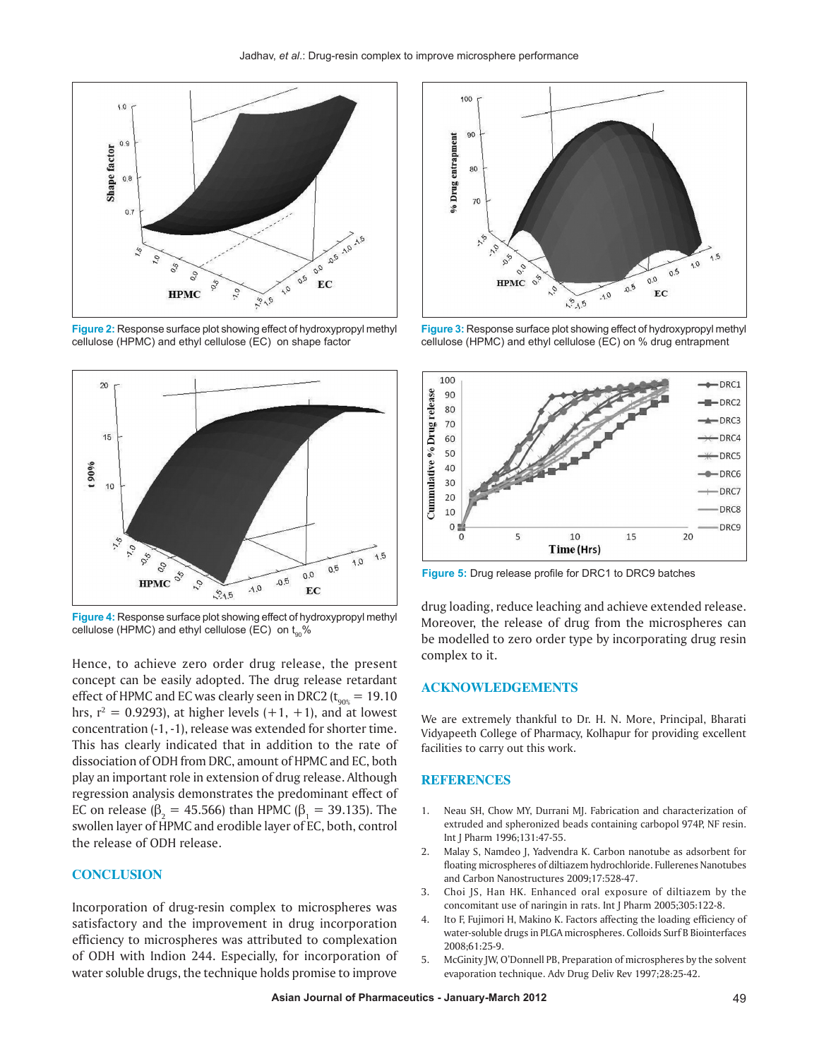Figure 2: Response surface plot showing effect of hydroxypropyl methyl cellulose (HPMC) and ethyl cellulose (EC) on shape factor

Figure 3: Response surface plot showing effect of hydroxypropyl methyl cellulose (HPMC) and ethyl cellulose (EC) on % drug entrapment

Figure 4: Response surface plot showing effect of hydroxypropyl methyl cellulose (HPMC) and ethyl cellulose (EC) on $t_{90}$%

Figure 5: Drug release profile for DRC1 to DRC9 batches

Hence, to achieve zero order drug release, the present concept can be easily adopted. The drug release retardant effect of HPMC and EC was clearly seen in DRC2 ($t_{90\%}$ = 19.10 hrs, $r^2$ = 0.9293), at higher levels (+1, +1), and at lowest concentration (-1, -1), release was extended for shorter time. This has clearly indicated that in addition to the rate of dissociation of ODH from DRC, amount of HPMC and EC, both play an important role in extension of drug release. Although regression analysis demonstrates the predominant effect of EC on release ($\beta_2$ = 45.566) than HPMC ($\beta_1$ = 39.135). The swollen layer of HPMC and erodible layer of EC, both, control the release of ODH release.

## CONCLUSION

Incorporation of drug-resin complex to microspheres was satisfactory and the improvement in drug incorporation efficiency to microspheres was attributed to complexation of ODH with Indion 244. Especially, for incorporation of water soluble drugs, the technique holds promise to improve drug loading, reduce leaching and achieve extended release. Moreover, the release of drug from the microspheres can be modelled to zero order type by incorporating drug resin complex to it.

## ACKNOWLEDGEMENTS

We are extremely thankful to Dr. H. N. More, Principal, Bharati Vidyapeeth College of Pharmacy, Kolhapur for providing excellent facilities to carry out this work.

## REFERENCES

1. Neau SH, Chow MY, Durrani MJ. Fabrication and characterization of extruded and spheronized beads containing carbopol 974P, NF resin. Int J Pharm 1996;131:47-55.
2. Malay S, Namdeo J, Yadvendra K. Carbon nanotube as adsorbent for floating microspheres of diltiazem hydrochloride. Fullerenes Nanotubes and Carbon Nanostructures 2009;17:528-47.
3. Choi JS, Han HK. Enhanced oral exposure of diltiazem by the concomitant use of naringin in rats. Int J Pharm 2005;305:122-8.
4. Ito F, Fujimori H, Makino K. Factors affecting the loading efficiency of water-soluble drugs in PLGA microspheres. Colloids Surf B Biointerfaces 2008;61:25-9.
5. McGinity JW, O'Donnell PB, Preparation of microspheres by the solvent evaporation technique. Adv Drug Deliv Rev 1997;28:25-42.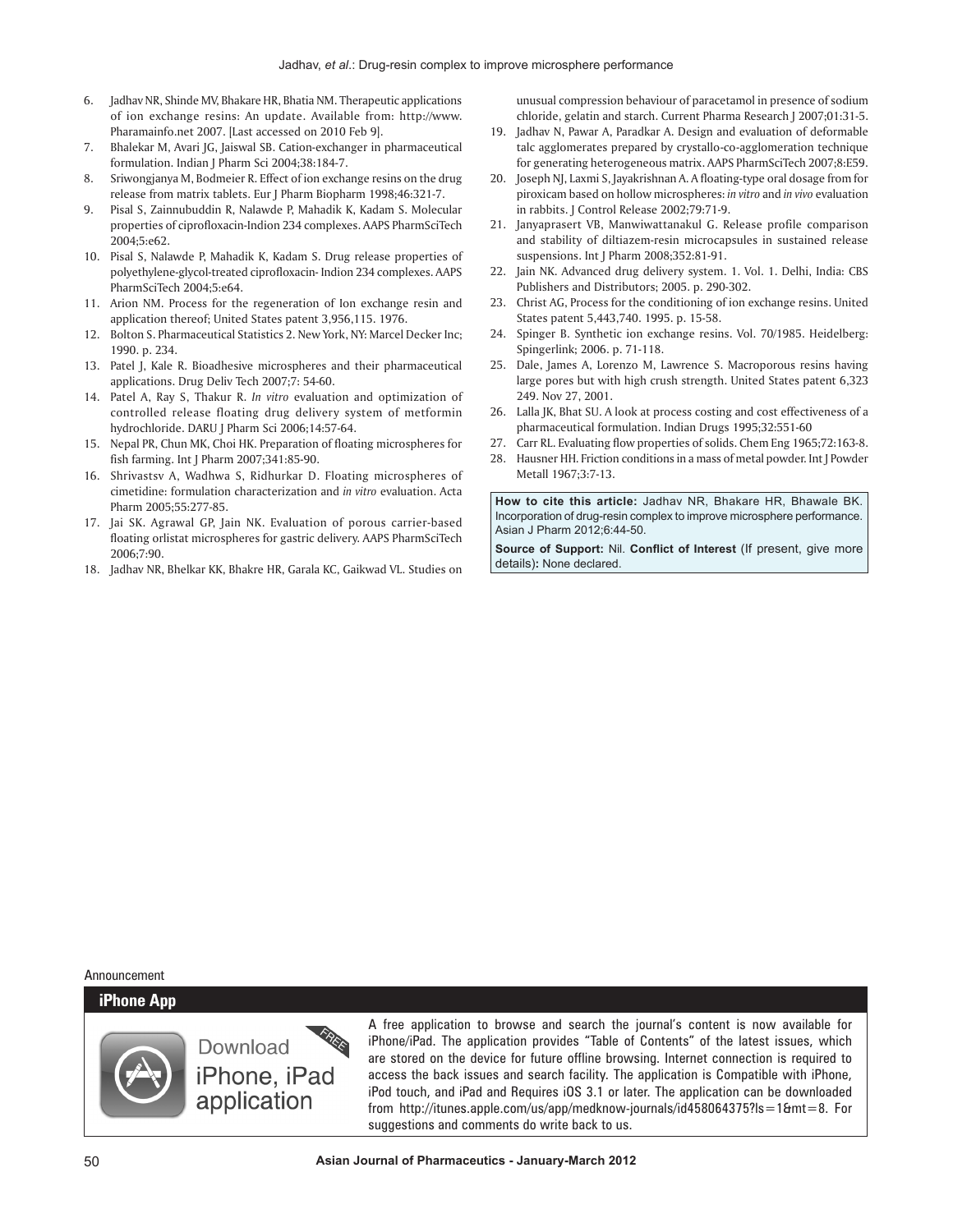6. Jadhav NR, Shinde MV, Bhakare HR, Bhatia NM. Therapeutic applications of ion exchange resins: An update. Available from: http://www.Pharamainfo.net 2007. [Last accessed on 2010 Feb 9].
7. Bhalekar M, Avari JG, Jaiswal SB. Cation-exchanger in pharmaceutical formulation. Indian J Pharm Sci 2004;38:184-7.
8. Sriwongjanya M, Bodmeier R. Effect of ion exchange resins on the drug release from matrix tablets. Eur J Pharm Biopharm 1998;46:321-7.
9. Pisal S, Zainnubuddin R, Nalawde P, Mahadik K, Kadam S. Molecular properties of ciprofloxacin-Indion 234 complexes. AAPS PharmSciTech 2004;5:e62.
10. Pisal S, Nalawde P, Mahadik K, Kadam S. Drug release properties of polyethylene-glycol-treated ciprofloxacin- Indion 234 complexes. AAPS PharmSciTech 2004;5:e64.
11. Arion NM. Process for the regeneration of Ion exchange resin and application thereof; United States patent 3,956,115. 1976.
12. Bolton S. Pharmaceutical Statistics 2. New York, NY: Marcel Decker Inc; 1990. p. 234.
13. Patel J, Kale R. Bioadhesive microspheres and their pharmaceutical applications. Drug Deliv Tech 2007;7: 54-60.
14. Patel A, Ray S, Thakur R. *In vitro* evaluation and optimization of controlled release floating drug delivery system of metformin hydrochloride. DARU J Pharm Sci 2006;14:57-64.
15. Nepal PR, Chun MK, Choi HK. Preparation of floating microspheres for fish farming. Int J Pharm 2007;341:85-90.
16. Shrivastsv A, Wadhwa S, Ridhurkar D. Floating microspheres of cimetidine: formulation characterization and *in vitro* evaluation. Acta Pharm 2005;55:277-85.
17. Jai SK. Agrawal GP, Jain NK. Evaluation of porous carrier-based floating orlistat microspheres for gastric delivery. AAPS PharmSciTech 2006;7:90.
18. Jadhav NR, Bhelkar KK, Bhakre HR, Garala KC, Gaikwad VL. Studies on unusual compression behaviour of paracetamol in presence of sodium chloride, gelatin and starch. Current Pharma Research J 2007;01:31-5.
19. Jadhav N, Pawar A, Paradkar A. Design and evaluation of deformable talc agglomerates prepared by crystallo-co-agglomeration technique for generating heterogeneous matrix. AAPS PharmSciTech 2007;8:E59.
20. Joseph NJ, Laxmi S, Jayakrishnan A. A floating-type oral dosage from for piroxicam based on hollow microspheres: *in vitro* and *in vivo* evaluation in rabbits. J Control Release 2002;79:71-9.
21. Janyaprasert VB, Manwiwattanakul G. Release profile comparison and stability of diltiazem-resin microcapsules in sustained release suspensions. Int J Pharm 2008;352:81-91.
22. Jain NK. Advanced drug delivery system. 1. Vol. 1. Delhi, India: CBS Publishers and Distributors; 2005. p. 290-302.
23. Christ AG, Process for the conditioning of ion exchange resins. United States patent 5,443,740. 1995. p. 15-58.
24. Spinger B. Synthetic ion exchange resins. Vol. 70/1985. Heidelberg: Spingerlink; 2006. p. 71-118.
25. Dale, James A, Lorenzo M, Lawrence S. Macroporous resins having large pores but with high crush strength. United States patent 6,323 249. Nov 27, 2001.
26. Lalla JK, Bhat SU. A look at process costing and cost effectiveness of a pharmaceutical formulation. Indian Drugs 1995;32:551-60
27. Carr RL. Evaluating flow properties of solids. Chem Eng 1965;72:163-8.
28. Hausner HH. Friction conditions in a mass of metal powder. Int J Powder Metall 1967;3:7-13.

**How to cite this article:** Jadhav NR, Bhakare HR, Bhawale BK. Incorporation of drug-resin complex to improve microsphere performance. Asian J Pharm 2012;6:44-50.

**Source of Support:** Nil. **Conflict of Interest** (If present, give more details)**:** None declared.

Announcement

## iPhone App

Download FREE iPhone, iPad application

A free application to browse and search the journal's content is now available for iPhone/iPad. The application provides "Table of Contents" of the latest issues, which are stored on the device for future offline browsing. Internet connection is required to access the back issues and search facility. The application is Compatible with iPhone, iPod touch, and iPad and Requires iOS 3.1 or later. The application can be downloaded from http://itunes.apple.com/us/app/medknow-journals/id458064375?ls=1&mt=8. For suggestions and comments do write back to us.